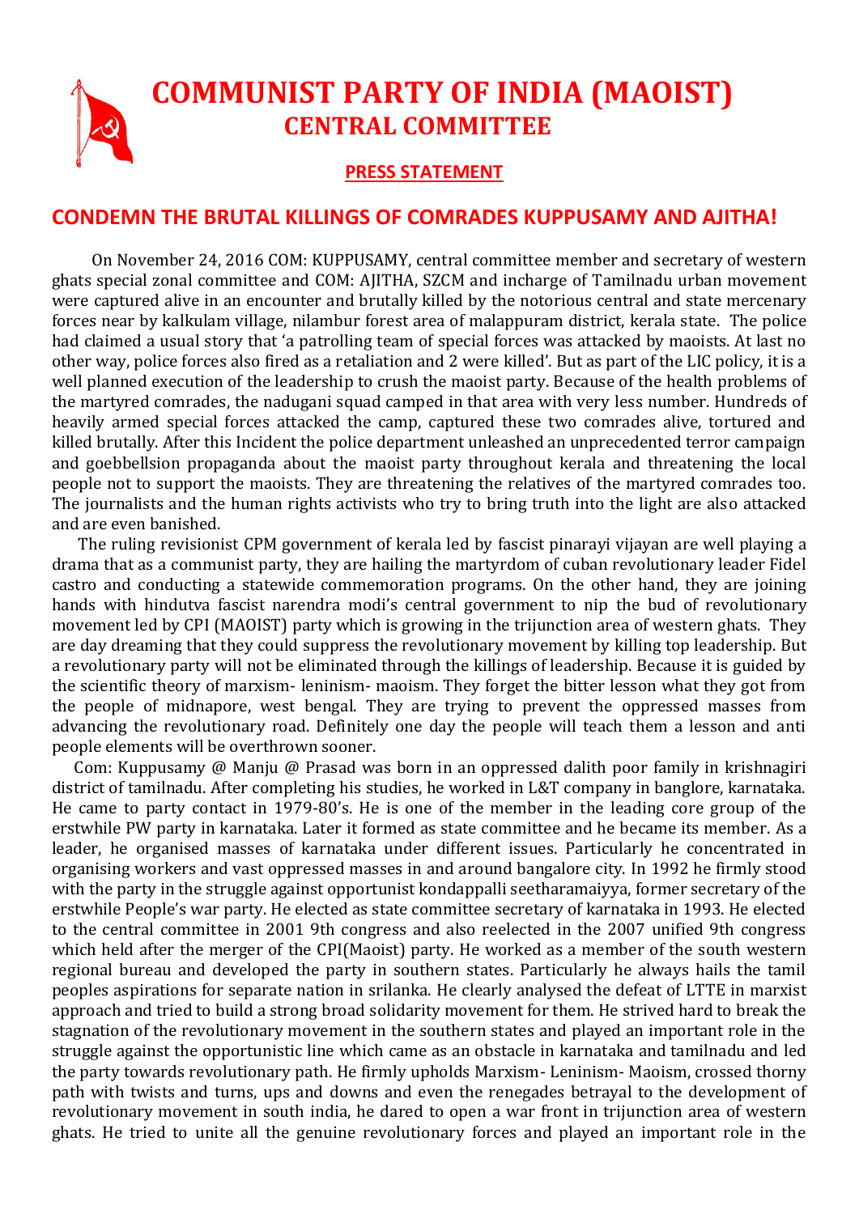# COMMUNIST PARTY OF INDIA (MAOIST)
## CENTRAL COMMITTEE

**PRESS STATEMENT**

## CONDEMN THE BRUTAL KILLINGS OF COMRADES KUPPUSAMY AND AJITHA!

On November 24, 2016 COM: KUPPUSAMY, central committee member and secretary of western ghats special zonal committee and COM: AJITHA, SZCM and incharge of Tamilnadu urban movement were captured alive in an encounter and brutally killed by the notorious central and state mercenary forces near by kalkulam village, nilambur forest area of malappuram district, kerala state. The police had claimed a usual story that 'a patrolling team of special forces was attacked by maoists. At last no other way, police forces also fired as a retaliation and 2 were killed'. But as part of the LIC policy, it is a well planned execution of the leadership to crush the maoist party. Because of the health problems of the martyred comrades, the nadugani squad camped in that area with very less number. Hundreds of heavily armed special forces attacked the camp, captured these two comrades alive, tortured and killed brutally. After this Incident the police department unleashed an unprecedented terror campaign and goebbellsion propaganda about the maoist party throughout kerala and threatening the local people not to support the maoists. They are threatening the relatives of the martyred comrades too. The journalists and the human rights activists who try to bring truth into the light are also attacked and are even banished.

The ruling revisionist CPM government of kerala led by fascist pinarayi vijayan are well playing a drama that as a communist party, they are hailing the martyrdom of cuban revolutionary leader Fidel castro and conducting a statewide commemoration programs. On the other hand, they are joining hands with hindutva fascist narendra modi's central government to nip the bud of revolutionary movement led by CPI (MAOIST) party which is growing in the trijunction area of western ghats. They are day dreaming that they could suppress the revolutionary movement by killing top leadership. But a revolutionary party will not be eliminated through the killings of leadership. Because it is guided by the scientific theory of marxism- leninism- maoism. They forget the bitter lesson what they got from the people of midnapore, west bengal. They are trying to prevent the oppressed masses from advancing the revolutionary road. Definitely one day the people will teach them a lesson and anti people elements will be overthrown sooner.

Com: Kuppusamy @ Manju @ Prasad was born in an oppressed dalith poor family in krishnagiri district of tamilnadu. After completing his studies, he worked in L&T company in banglore, karnataka. He came to party contact in 1979-80's. He is one of the member in the leading core group of the erstwhile PW party in karnataka. Later it formed as state committee and he became its member. As a leader, he organised masses of karnataka under different issues. Particularly he concentrated in organising workers and vast oppressed masses in and around bangalore city. In 1992 he firmly stood with the party in the struggle against opportunist kondappalli seetharamaiyya, former secretary of the erstwhile People's war party. He elected as state committee secretary of karnataka in 1993. He elected to the central committee in 2001 9th congress and also reelected in the 2007 unified 9th congress which held after the merger of the CPI(Maoist) party. He worked as a member of the south western regional bureau and developed the party in southern states. Particularly he always hails the tamil peoples aspirations for separate nation in srilanka. He clearly analysed the defeat of LTTE in marxist approach and tried to build a strong broad solidarity movement for them. He strived hard to break the stagnation of the revolutionary movement in the southern states and played an important role in the struggle against the opportunistic line which came as an obstacle in karnataka and tamilnadu and led the party towards revolutionary path. He firmly upholds Marxism- Leninism- Maoism, crossed thorny path with twists and turns, ups and downs and even the renegades betrayal to the development of revolutionary movement in south india, he dared to open a war front in trijunction area of western ghats. He tried to unite all the genuine revolutionary forces and played an important role in the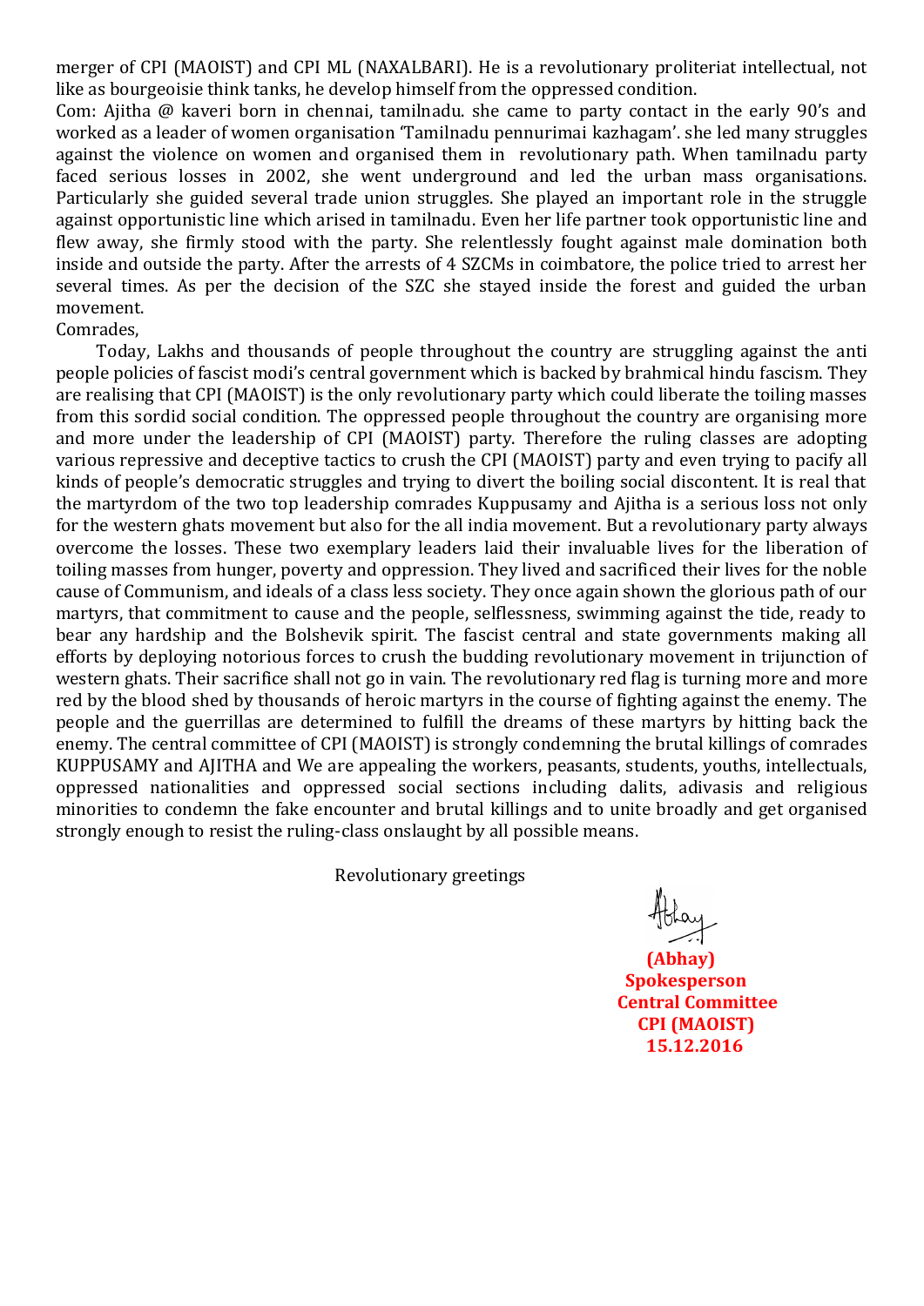merger of CPI (MAOIST) and CPI ML (NAXALBARI). He is a revolutionary proliteriat intellectual, not like as bourgeoisie think tanks, he develop himself from the oppressed condition.

Com: Ajitha @ kaveri born in chennai, tamilnadu. she came to party contact in the early 90's and worked as a leader of women organisation 'Tamilnadu pennurimai kazhagam'. she led many struggles against the violence on women and organised them in revolutionary path. When tamilnadu party faced serious losses in 2002, she went underground and led the urban mass organisations. Particularly she guided several trade union struggles. She played an important role in the struggle against opportunistic line which arised in tamilnadu. Even her life partner took opportunistic line and flew away, she firmly stood with the party. She relentlessly fought against male domination both inside and outside the party. After the arrests of 4 SZCMs in coimbatore, the police tried to arrest her several times. As per the decision of the SZC she stayed inside the forest and guided the urban movement.

Comrades,

Today, Lakhs and thousands of people throughout the country are struggling against the anti people policies of fascist modi's central government which is backed by brahmical hindu fascism. They are realising that CPI (MAOIST) is the only revolutionary party which could liberate the toiling masses from this sordid social condition. The oppressed people throughout the country are organising more and more under the leadership of CPI (MAOIST) party. Therefore the ruling classes are adopting various repressive and deceptive tactics to crush the CPI (MAOIST) party and even trying to pacify all kinds of people's democratic struggles and trying to divert the boiling social discontent. It is real that the martyrdom of the two top leadership comrades Kuppusamy and Ajitha is a serious loss not only for the western ghats movement but also for the all india movement. But a revolutionary party always overcome the losses. These two exemplary leaders laid their invaluable lives for the liberation of toiling masses from hunger, poverty and oppression. They lived and sacrificed their lives for the noble cause of Communism, and ideals of a class less society. They once again shown the glorious path of our martyrs, that commitment to cause and the people, selflessness, swimming against the tide, ready to bear any hardship and the Bolshevik spirit. The fascist central and state governments making all efforts by deploying notorious forces to crush the budding revolutionary movement in trijunction of western ghats. Their sacrifice shall not go in vain. The revolutionary red flag is turning more and more red by the blood shed by thousands of heroic martyrs in the course of fighting against the enemy. The people and the guerrillas are determined to fulfill the dreams of these martyrs by hitting back the enemy. The central committee of CPI (MAOIST) is strongly condemning the brutal killings of comrades KUPPUSAMY and AJITHA and We are appealing the workers, peasants, students, youths, intellectuals, oppressed nationalities and oppressed social sections including dalits, adivasis and religious minorities to condemn the fake encounter and brutal killings and to unite broadly and get organised strongly enough to resist the ruling-class onslaught by all possible means.

Revolutionary greetings

Abhay

**(Abhay)**
**Spokesperson**
**Central Committee**
**CPI (MAOIST)**
**15.12.2016**